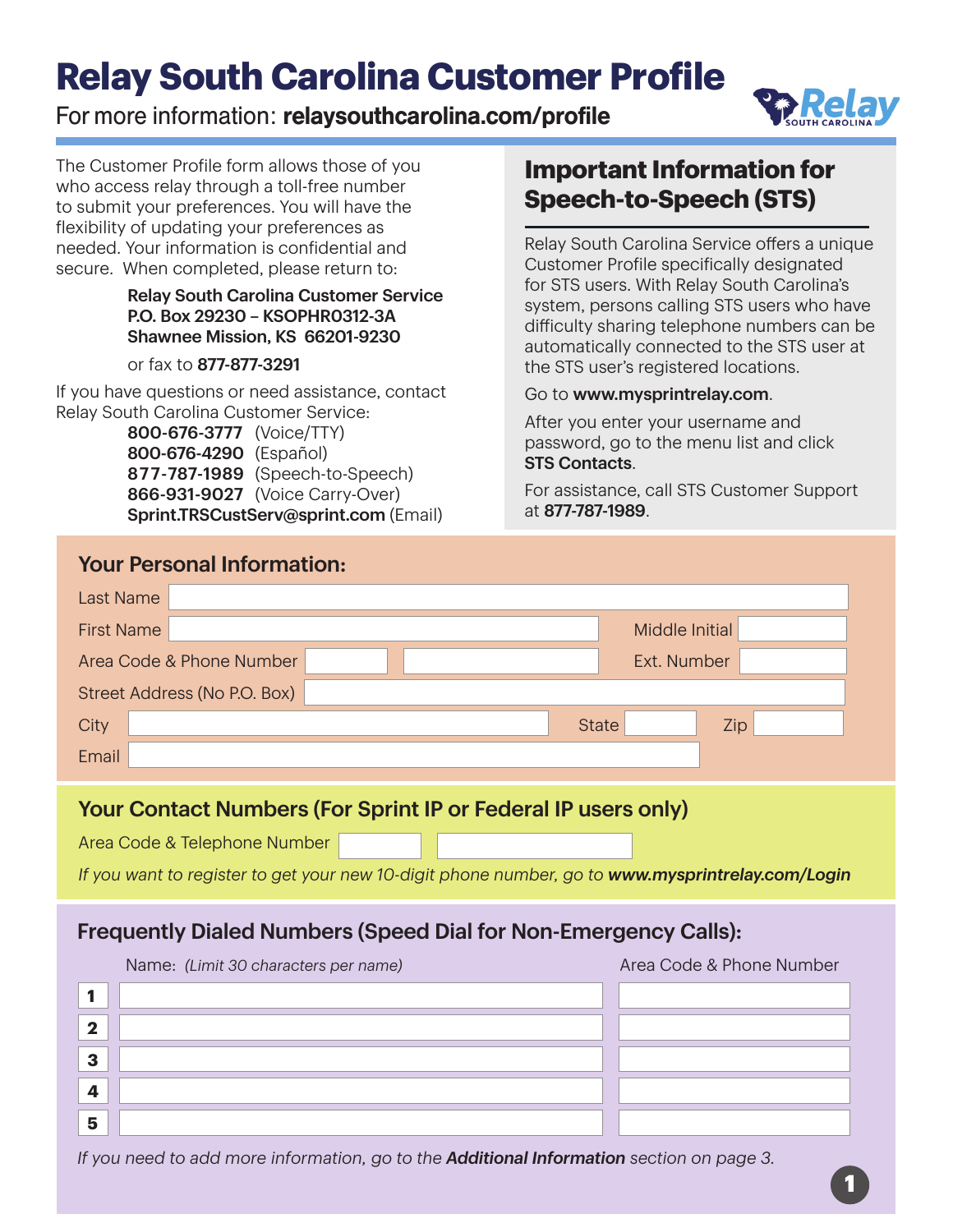# Relay South Carolina Customer Profile

For more information: **relaysouthcarolina.com/profile**

The Customer Profile form allows those of you who access relay through a toll-free number to submit your preferences. You will have the flexibility of updating your preferences as needed. Your information is confidential and secure. When completed, please return to:

**Relay South Carolina Customer Service**
**P.O. Box 29230 – KSOPHR0312-3A**
**Shawnee Mission, KS 66201-9230**

or fax to **877-877-3291**

If you have questions or need assistance, contact Relay South Carolina Customer Service:

**800-676-3777** (Voice/TTY)
**800-676-4290** (Español)
**877-787-1989** (Speech-to-Speech)
**866-931-9027** (Voice Carry-Over)
**Sprint.TRSCustServ@sprint.com** (Email)

## Important Information for Speech-to-Speech (STS)

Relay South Carolina Service offers a unique Customer Profile specifically designated for STS users. With Relay South Carolina's system, persons calling STS users who have difficulty sharing telephone numbers can be automatically connected to the STS user at the STS user's registered locations.

Go to **www.mysprintrelay.com**.

After you enter your username and password, go to the menu list and click **STS Contacts**.

For assistance, call STS Customer Support at **877-787-1989**.

## Your Personal Information:

Last Name

First Name | Middle Initial

Area Code & Phone Number | Ext. Number

Street Address (No P.O. Box)

City | State | Zip

Email

## Your Contact Numbers (For Sprint IP or Federal IP users only)

Area Code & Telephone Number

*If you want to register to get your new 10-digit phone number, go to **www.mysprintrelay.com/Login***

## Frequently Dialed Numbers (Speed Dial for Non-Emergency Calls):

| | Name: *(Limit 30 characters per name)* | Area Code & Phone Number |
|---|---|---|
| 1 | | |
| 2 | | |
| 3 | | |
| 4 | | |
| 5 | | |

*If you need to add more information, go to the **Additional Information** section on page 3.*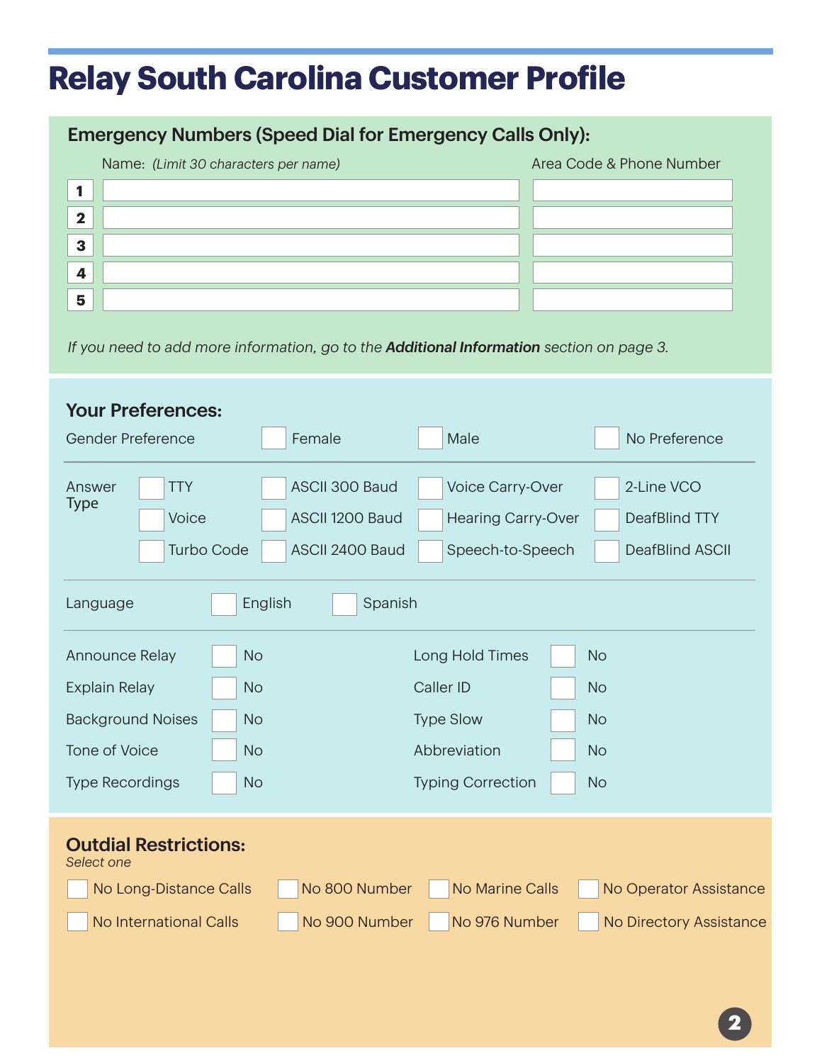# Relay South Carolina Customer Profile

## Emergency Numbers (Speed Dial for Emergency Calls Only):

| | Name: *(Limit 30 characters per name)* | Area Code & Phone Number |
|---|---|---|
| **1** | | |
| **2** | | |
| **3** | | |
| **4** | | |
| **5** | | |

*If you need to add more information, go to the* ***Additional Information*** *section on page 3.*

## Your Preferences:

Gender Preference: ☐ Female ☐ Male ☐ No Preference

| Answer Type | | | |
|---|---|---|---|
| ☐ TTY | ☐ ASCII 300 Baud | ☐ Voice Carry-Over | ☐ 2-Line VCO |
| ☐ Voice | ☐ ASCII 1200 Baud | ☐ Hearing Carry-Over | ☐ DeafBlind TTY |
| ☐ Turbo Code | ☐ ASCII 2400 Baud | ☐ Speech-to-Speech | ☐ DeafBlind ASCII |

Language: ☐ English ☐ Spanish

| | | | |
|---|---|---|---|
| Announce Relay | ☐ No | Long Hold Times | ☐ No |
| Explain Relay | ☐ No | Caller ID | ☐ No |
| Background Noises | ☐ No | Type Slow | ☐ No |
| Tone of Voice | ☐ No | Abbreviation | ☐ No |
| Type Recordings | ☐ No | Typing Correction | ☐ No |

## Outdial Restrictions:

*Select one*

| | | | |
|---|---|---|---|
| ☐ No Long-Distance Calls | ☐ No 800 Number | ☐ No Marine Calls | ☐ No Operator Assistance |
| ☐ No International Calls | ☐ No 900 Number | ☐ No 976 Number | ☐ No Directory Assistance |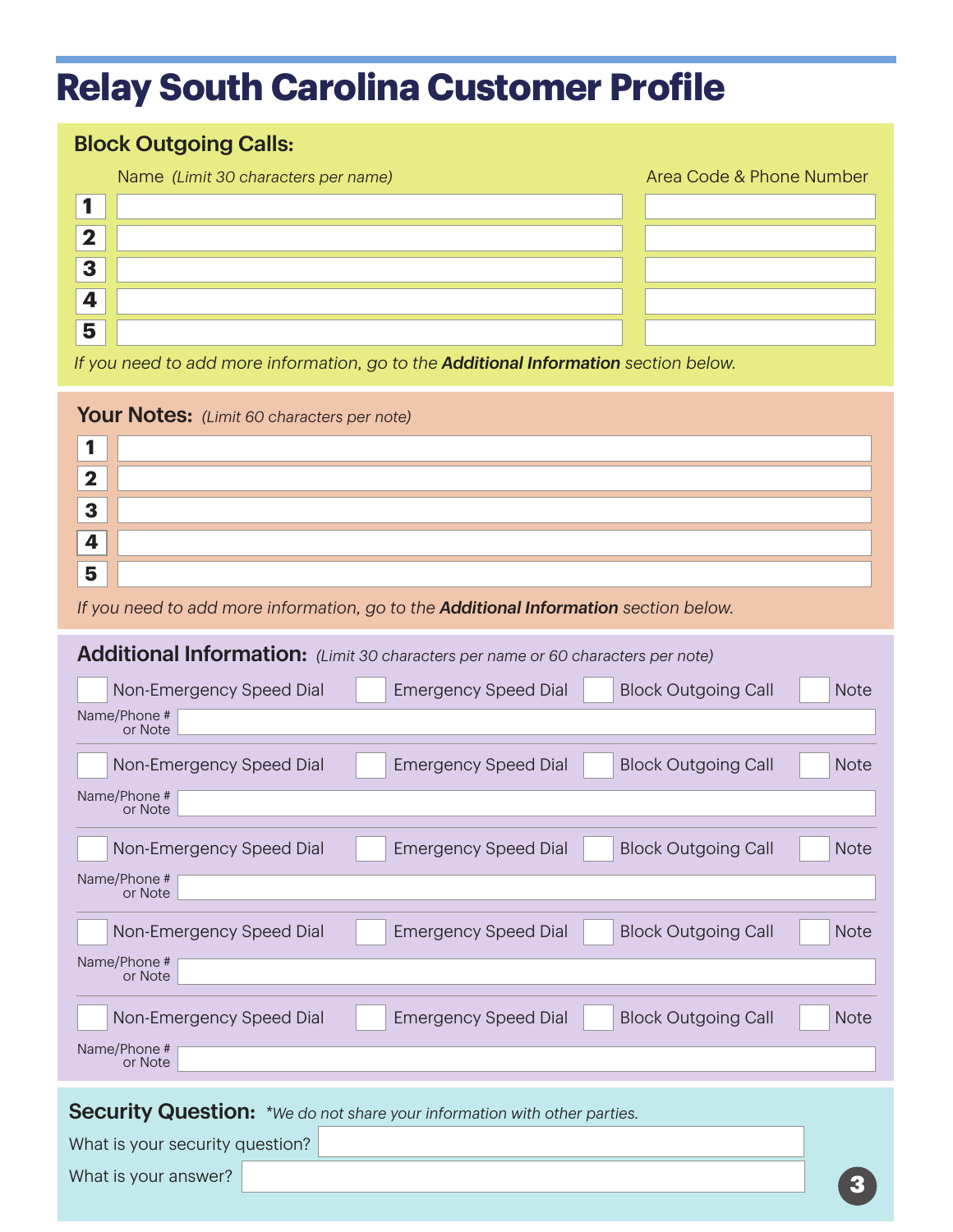# Relay South Carolina Customer Profile

## Block Outgoing Calls:

| | Name *(Limit 30 characters per name)* | Area Code & Phone Number |
|---|---|---|
| **1** | | |
| **2** | | |
| **3** | | |
| **4** | | |
| **5** | | |

*If you need to add more information, go to the* ***Additional Information*** *section below.*

## Your Notes: *(Limit 60 characters per note)*

| | |
|---|---|
| **1** | |
| **2** | |
| **3** | |
| **4** | |
| **5** | |

*If you need to add more information, go to the* ***Additional Information*** *section below.*

## Additional Information: *(Limit 30 characters per name or 60 characters per note)*

☐ Non-Emergency Speed Dial ☐ Emergency Speed Dial ☐ Block Outgoing Call ☐ Note

Name/Phone # or Note ______________________

☐ Non-Emergency Speed Dial ☐ Emergency Speed Dial ☐ Block Outgoing Call ☐ Note

Name/Phone # or Note ______________________

☐ Non-Emergency Speed Dial ☐ Emergency Speed Dial ☐ Block Outgoing Call ☐ Note

Name/Phone # or Note ______________________

☐ Non-Emergency Speed Dial ☐ Emergency Speed Dial ☐ Block Outgoing Call ☐ Note

Name/Phone # or Note ______________________

☐ Non-Emergency Speed Dial ☐ Emergency Speed Dial ☐ Block Outgoing Call ☐ Note

Name/Phone # or Note ______________________

## Security Question: *\*We do not share your information with other parties.*

What is your security question? ______________________

What is your answer? ______________________